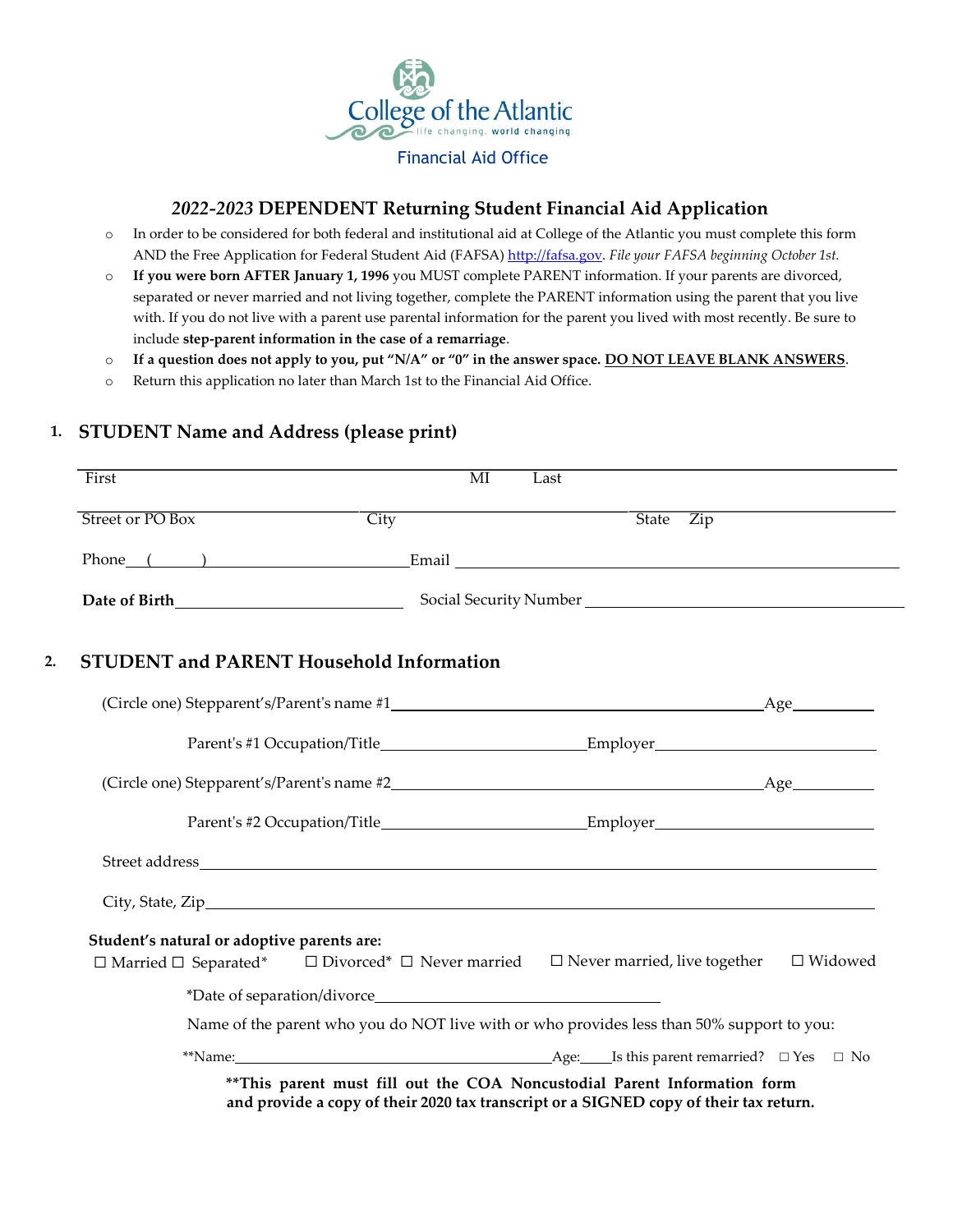College of the Atlantic
life changing. world changing

Financial Aid Office

## *2022-2023* DEPENDENT Returning Student Financial Aid Application

- In order to be considered for both federal and institutional aid at College of the Atlantic you must complete this form AND the Free Application for Federal Student Aid (FAFSA) http://fafsa.gov. *File your FAFSA beginning October 1st.*
- **If you were born AFTER January 1, 1996** you MUST complete PARENT information. If your parents are divorced, separated or never married and not living together, complete the PARENT information using the parent that you live with. If you do not live with a parent use parental information for the parent you lived with most recently. Be sure to include **step-parent information in the case of a remarriage**.
- **If a question does not apply to you, put "N/A" or "0" in the answer space.** **DO NOT LEAVE BLANK ANSWERS**.
- Return this application no later than March 1st to the Financial Aid Office.

### 1. STUDENT Name and Address (please print)

First ______________________ MI ______ Last ______________________

Street or PO Box ______________________ City ______________________ State ______ Zip ______

Phone ( ) ______________________ Email ______________________

**Date of Birth** ______________________ Social Security Number ______________________

### 2. STUDENT and PARENT Household Information

(Circle one) Stepparent's/Parent's name #1 ______________________ Age ______

Parent's #1 Occupation/Title ______________________ Employer ______________________

(Circle one) Stepparent's/Parent's name #2 ______________________ Age ______

Parent's #2 Occupation/Title ______________________ Employer ______________________

Street address ______________________

City, State, Zip ______________________

**Student's natural or adoptive parents are:**

☐ Married ☐ Separated* ☐ Divorced* ☐ Never married ☐ Never married, live together ☐ Widowed

*Date of separation/divorce ______________________

Name of the parent who you do NOT live with or who provides less than 50% support to you:

**Name: ______________________ Age: ______ Is this parent remarried? ☐ Yes ☐ No

**\*\*This parent must fill out the COA Noncustodial Parent Information form and provide a copy of their 2020 tax transcript or a SIGNED copy of their tax return.**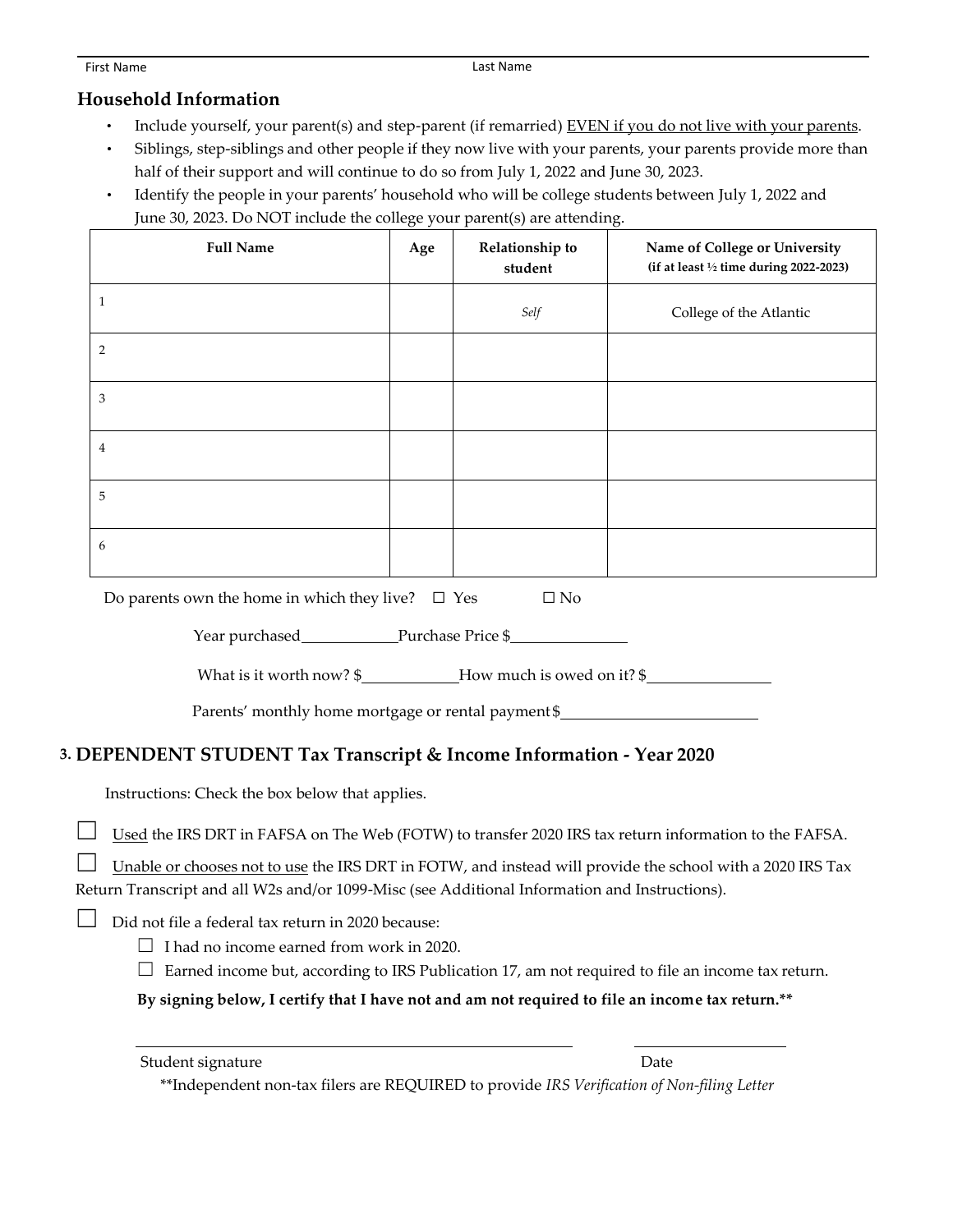First Name Last Name

## Household Information

- Include yourself, your parent(s) and step-parent (if remarried) EVEN if you do not live with your parents.
- Siblings, step-siblings and other people if they now live with your parents, your parents provide more than half of their support and will continue to do so from July 1, 2022 and June 30, 2023.
- Identify the people in your parents' household who will be college students between July 1, 2022 and June 30, 2023. Do NOT include the college your parent(s) are attending.

| Full Name | Age | Relationship to student | Name of College or University (if at least ½ time during 2022-2023) |
|---|---|---|---|
| 1 | | *Self* | College of the Atlantic |
| 2 | | | |
| 3 | | | |
| 4 | | | |
| 5 | | | |
| 6 | | | |

Do parents own the home in which they live? ☐ Yes ☐ No

Year purchased\_\_\_\_\_\_\_\_ Purchase Price $\_\_\_\_\_\_\_\_

What is it worth now? $\_\_\_\_\_\_\_\_ How much is owed on it? $\_\_\_\_\_\_\_\_

Parents' monthly home mortgage or rental payment $\_\_\_\_\_\_\_\_

## 3. DEPENDENT STUDENT Tax Transcript & Income Information - Year 2020

Instructions: Check the box below that applies.

☐ Used the IRS DRT in FAFSA on The Web (FOTW) to transfer 2020 IRS tax return information to the FAFSA.

☐ Unable or chooses not to use the IRS DRT in FOTW, and instead will provide the school with a 2020 IRS Tax Return Transcript and all W2s and/or 1099-Misc (see Additional Information and Instructions).

☐ Did not file a federal tax return in 2020 because:

- ☐ I had no income earned from work in 2020.
- ☐ Earned income but, according to IRS Publication 17, am not required to file an income tax return.

**By signing below, I certify that I have not and am not required to file an income tax return.\*\***

Student signature Date

\*\*Independent non-tax filers are REQUIRED to provide *IRS Verification of Non-filing Letter*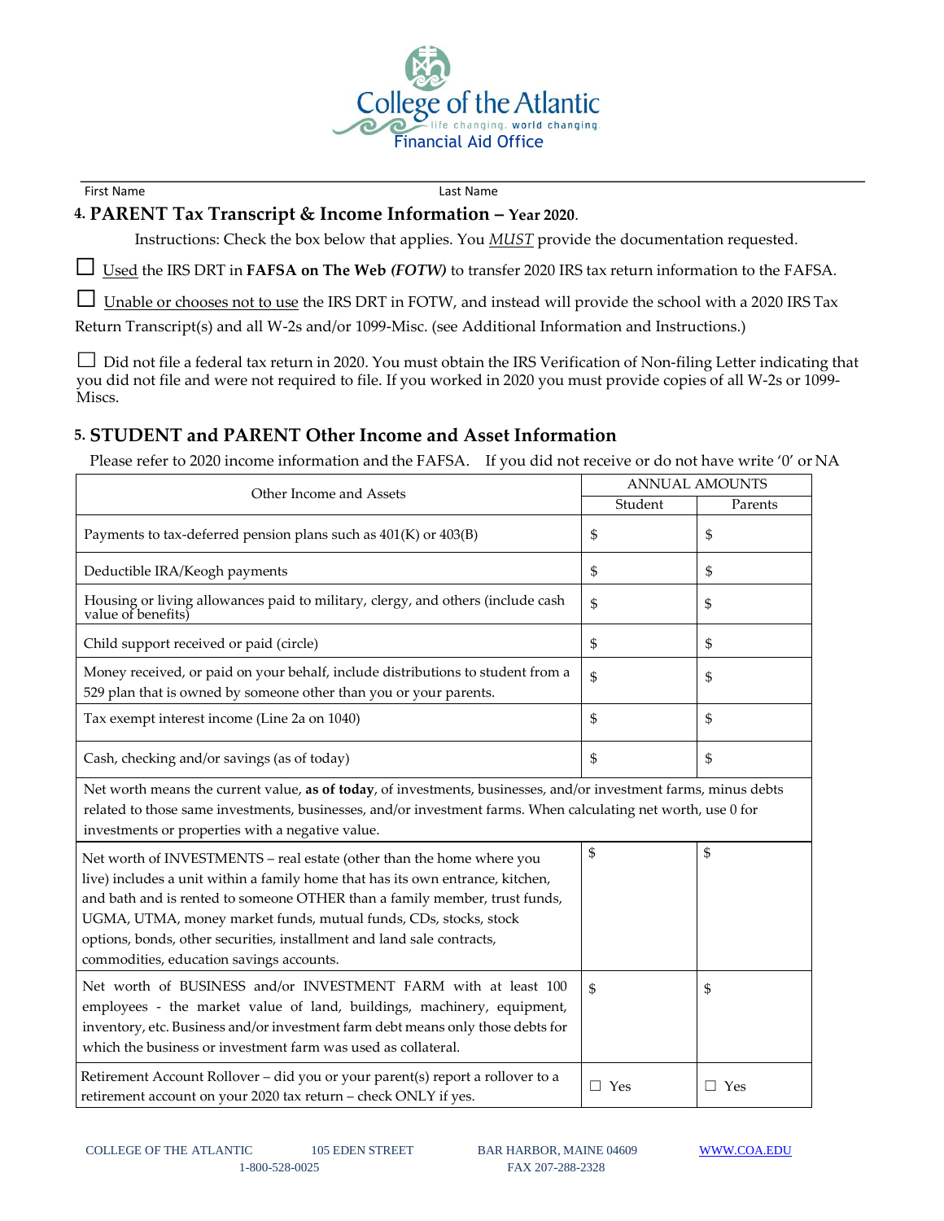College of the Atlantic
life changing. world changing.
Financial Aid Office

First Name Last Name

## 4. PARENT Tax Transcript & Income Information – Year 2020.

Instructions: Check the box below that applies. You *MUST* provide the documentation requested.

☐ Used the IRS DRT in **FAFSA on The Web *(FOTW)*** to transfer 2020 IRS tax return information to the FAFSA.

☐ Unable or chooses not to use the IRS DRT in FOTW, and instead will provide the school with a 2020 IRS Tax Return Transcript(s) and all W-2s and/or 1099-Misc. (see Additional Information and Instructions.)

☐ Did not file a federal tax return in 2020. You must obtain the IRS Verification of Non-filing Letter indicating that you did not file and were not required to file. If you worked in 2020 you must provide copies of all W-2s or 1099-Miscs.

## 5. STUDENT and PARENT Other Income and Asset Information

Please refer to 2020 income information and the FAFSA. If you did not receive or do not have write '0' or NA

| Other Income and Assets | ANNUAL AMOUNTS | |
|---|---|---|
| | Student | Parents |
| Payments to tax-deferred pension plans such as 401(K) or 403(B) | $ | $ |
| Deductible IRA/Keogh payments | $ | $ |
| Housing or living allowances paid to military, clergy, and others (include cash value of benefits) | $ | $ |
| Child support received or paid (circle) | $ | $ |
| Money received, or paid on your behalf, include distributions to student from a 529 plan that is owned by someone other than you or your parents. | $ | $ |
| Tax exempt interest income (Line 2a on 1040) | $ | $ |
| Cash, checking and/or savings (as of today) | $ | $ |
| Net worth means the current value, **as of today**, of investments, businesses, and/or investment farms, minus debts related to those same investments, businesses, and/or investment farms. When calculating net worth, use 0 for investments or properties with a negative value. | | |
| Net worth of INVESTMENTS – real estate (other than the home where you live) includes a unit within a family home that has its own entrance, kitchen, and bath and is rented to someone OTHER than a family member, trust funds, UGMA, UTMA, money market funds, mutual funds, CDs, stocks, stock options, bonds, other securities, installment and land sale contracts, commodities, education savings accounts. | $ | $ |
| Net worth of BUSINESS and/or INVESTMENT FARM with at least 100 employees - the market value of land, buildings, machinery, equipment, inventory, etc. Business and/or investment farm debt means only those debts for which the business or investment farm was used as collateral. | $ | $ |
| Retirement Account Rollover – did you or your parent(s) report a rollover to a retirement account on your 2020 tax return – check ONLY if yes. | ☐ Yes | ☐ Yes |

COLLEGE OF THE ATLANTIC 105 EDEN STREET BAR HARBOR, MAINE 04609 WWW.COA.EDU
1-800-528-0025 FAX 207-288-2328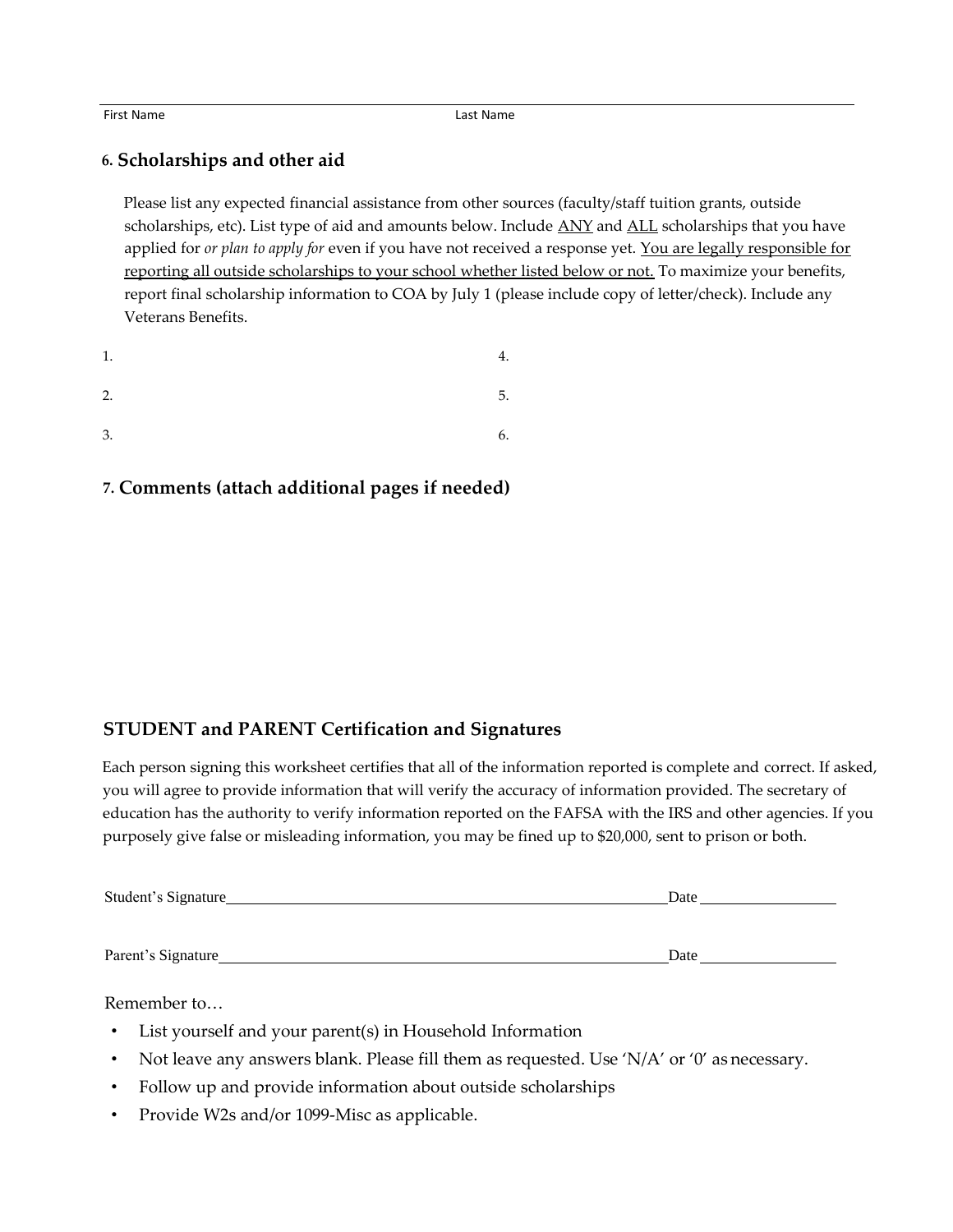First Name Last Name

## 6. Scholarships and other aid

Please list any expected financial assistance from other sources (faculty/staff tuition grants, outside scholarships, etc). List type of aid and amounts below. Include ANY and ALL scholarships that you have applied for *or plan to apply for* even if you have not received a response yet. You are legally responsible for reporting all outside scholarships to your school whether listed below or not. To maximize your benefits, report final scholarship information to COA by July 1 (please include copy of letter/check). Include any Veterans Benefits.

| | |
|---|---|
| 1. | 4. |
| 2. | 5. |
| 3. | 6. |

## 7. Comments (attach additional pages if needed)

## STUDENT and PARENT Certification and Signatures

Each person signing this worksheet certifies that all of the information reported is complete and correct. If asked, you will agree to provide information that will verify the accuracy of information provided. The secretary of education has the authority to verify information reported on the FAFSA with the IRS and other agencies. If you purposely give false or misleading information, you may be fined up to $20,000, sent to prison or both.

Student's Signature\_\_\_\_\_\_\_\_\_\_\_\_\_\_\_\_\_\_\_\_\_\_\_\_\_\_\_\_\_\_\_\_\_\_\_\_\_\_\_\_ Date \_\_\_\_\_\_\_\_\_\_\_\_\_\_

Parent's Signature\_\_\_\_\_\_\_\_\_\_\_\_\_\_\_\_\_\_\_\_\_\_\_\_\_\_\_\_\_\_\_\_\_\_\_\_\_\_\_\_ Date \_\_\_\_\_\_\_\_\_\_\_\_\_\_

Remember to…

- List yourself and your parent(s) in Household Information
- Not leave any answers blank. Please fill them as requested. Use 'N/A' or '0' as necessary.
- Follow up and provide information about outside scholarships
- Provide W2s and/or 1099-Misc as applicable.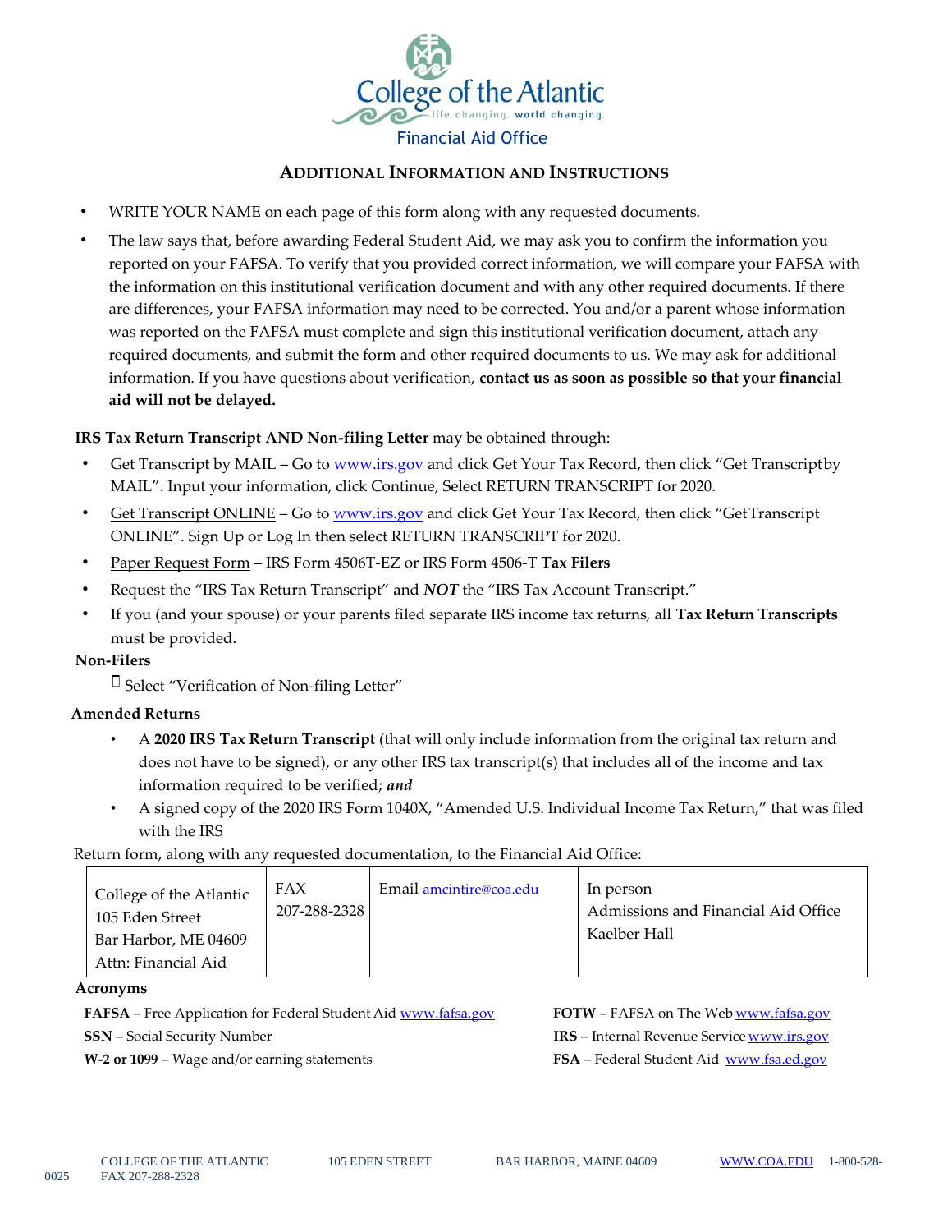College of the Atlantic

life changing. world changing.

Financial Aid Office

## ADDITIONAL INFORMATION AND INSTRUCTIONS

- WRITE YOUR NAME on each page of this form along with any requested documents.
- The law says that, before awarding Federal Student Aid, we may ask you to confirm the information you reported on your FAFSA. To verify that you provided correct information, we will compare your FAFSA with the information on this institutional verification document and with any other required documents. If there are differences, your FAFSA information may need to be corrected. You and/or a parent whose information was reported on the FAFSA must complete and sign this institutional verification document, attach any required documents, and submit the form and other required documents to us. We may ask for additional information. If you have questions about verification, **contact us as soon as possible so that your financial aid will not be delayed.**

**IRS Tax Return Transcript AND Non-filing Letter** may be obtained through:

- Get Transcript by MAIL – Go to www.irs.gov and click Get Your Tax Record, then click "Get Transcript by MAIL". Input your information, click Continue, Select RETURN TRANSCRIPT for 2020.
- Get Transcript ONLINE – Go to www.irs.gov and click Get Your Tax Record, then click "Get Transcript ONLINE". Sign Up or Log In then select RETURN TRANSCRIPT for 2020.
- Paper Request Form – IRS Form 4506T-EZ or IRS Form 4506-T **Tax Filers**
- Request the "IRS Tax Return Transcript" and ***NOT*** the "IRS Tax Account Transcript."
- If you (and your spouse) or your parents filed separate IRS income tax returns, all **Tax Return Transcripts** must be provided.

**Non-Filers**

☐ Select "Verification of Non-filing Letter"

**Amended Returns**

- A **2020 IRS Tax Return Transcript** (that will only include information from the original tax return and does not have to be signed), or any other IRS tax transcript(s) that includes all of the income and tax information required to be verified; ***and***
- A signed copy of the 2020 IRS Form 1040X, "Amended U.S. Individual Income Tax Return," that was filed with the IRS

Return form, along with any requested documentation, to the Financial Aid Office:

| | | | |
|---|---|---|---|
| College of the Atlantic<br>105 Eden Street<br>Bar Harbor, ME 04609<br>Attn: Financial Aid | FAX<br>207-288-2328 | Email amcintire@coa.edu | In person<br>Admissions and Financial Aid Office<br>Kaelber Hall |

**Acronyms**

**FAFSA** – Free Application for Federal Student Aid www.fafsa.gov

**SSN** – Social Security Number

**W-2 or 1099** – Wage and/or earning statements

**FOTW** – FAFSA on The Web www.fafsa.gov

**IRS** – Internal Revenue Service www.irs.gov

**FSA** – Federal Student Aid www.fsa.ed.gov